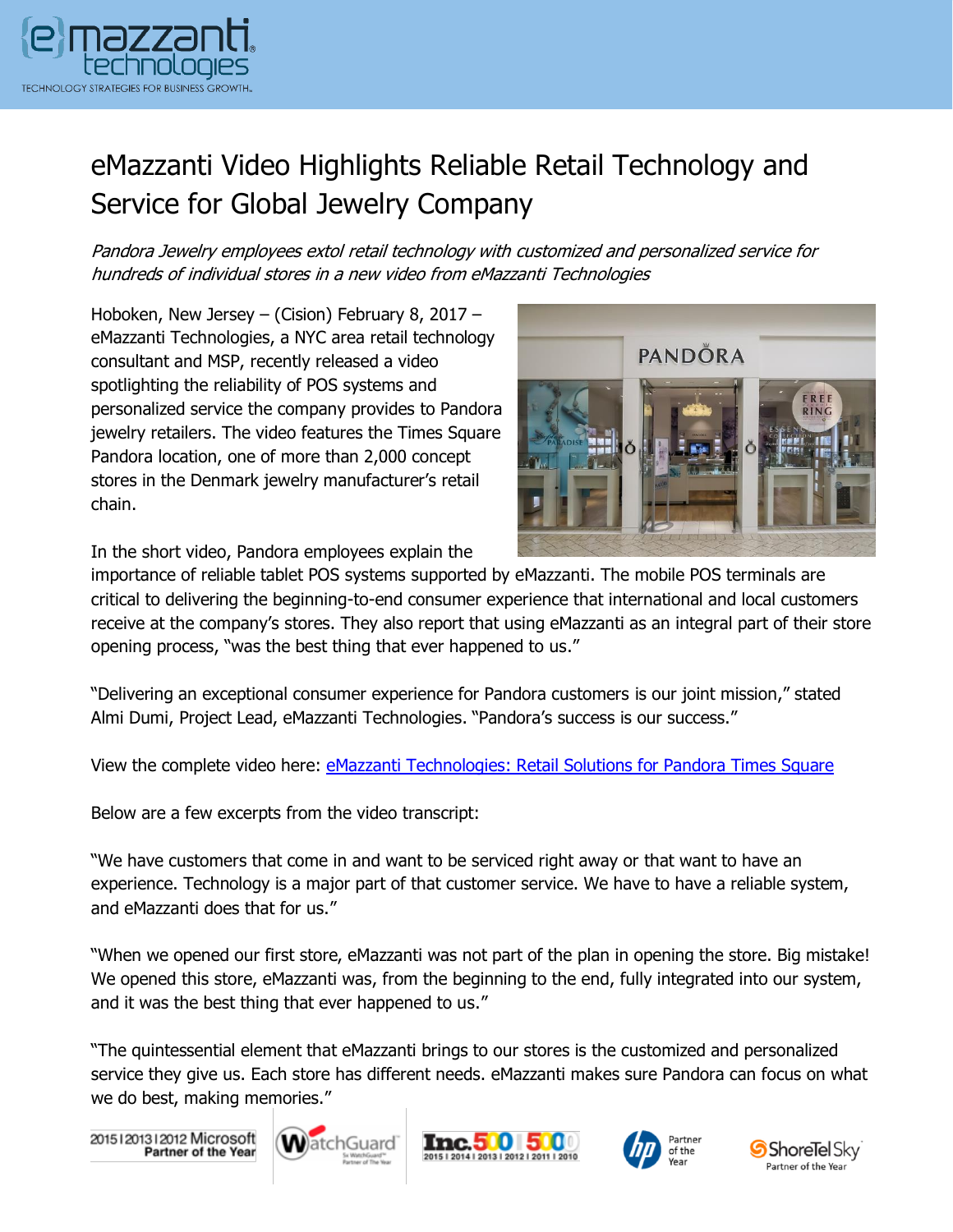# eMazzanti Video Highlights Reliable Retail Technology and Service for Global Jewelry Company

*Pandora Jewelry employees extol retail technology with customized and personalized service for hundreds of individual stores in a new video from eMazzanti Technologies*

Hoboken, New Jersey – (Cision) February 8, 2017 – eMazzanti Technologies, a NYC area retail technology consultant and MSP, recently released a video spotlighting the reliability of POS systems and personalized service the company provides to Pandora jewelry retailers. The video features the Times Square Pandora location, one of more than 2,000 concept stores in the Denmark jewelry manufacturer's retail chain.

In the short video, Pandora employees explain the importance of reliable tablet POS systems supported by eMazzanti. The mobile POS terminals are critical to delivering the beginning-to-end consumer experience that international and local customers receive at the company's stores. They also report that using eMazzanti as an integral part of their store opening process, "was the best thing that ever happened to us."

"Delivering an exceptional consumer experience for Pandora customers is our joint mission," stated Almi Dumi, Project Lead, eMazzanti Technologies. "Pandora's success is our success."

View the complete video here: [eMazzanti Technologies: Retail Solutions for Pandora Times Square]

Below are a few excerpts from the video transcript:

"We have customers that come in and want to be serviced right away or that want to have an experience. Technology is a major part of that customer service. We have to have a reliable system, and eMazzanti does that for us."

"When we opened our first store, eMazzanti was not part of the plan in opening the store. Big mistake! We opened this store, eMazzanti was, from the beginning to the end, fully integrated into our system, and it was the best thing that ever happened to us."

"The quintessential element that eMazzanti brings to our stores is the customized and personalized service they give us. Each store has different needs. eMazzanti makes sure Pandora can focus on what we do best, making memories."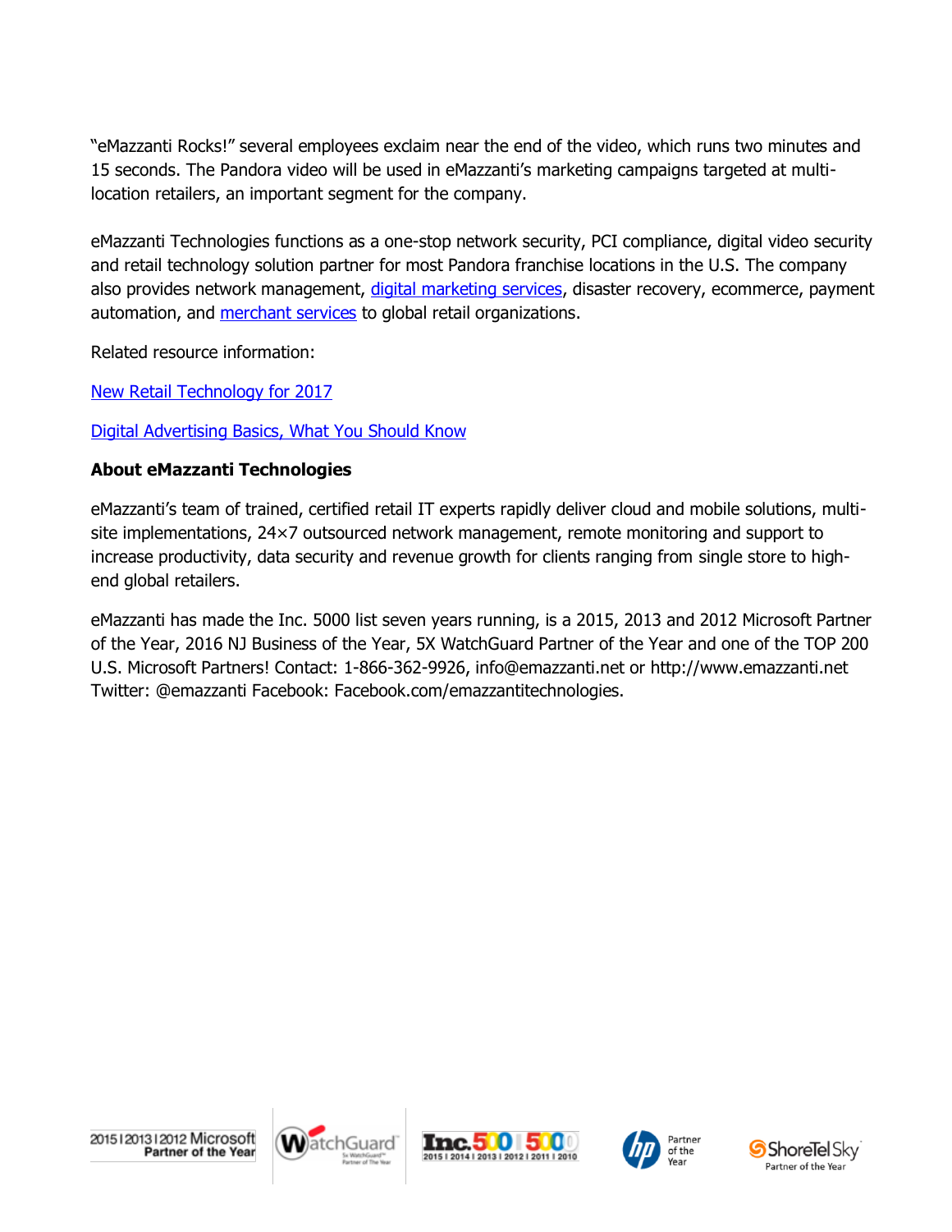"eMazzanti Rocks!" several employees exclaim near the end of the video, which runs two minutes and 15 seconds. The Pandora video will be used in eMazzanti's marketing campaigns targeted at multi-location retailers, an important segment for the company.

eMazzanti Technologies functions as a one-stop network security, PCI compliance, digital video security and retail technology solution partner for most Pandora franchise locations in the U.S. The company also provides network management, digital marketing services, disaster recovery, ecommerce, payment automation, and merchant services to global retail organizations.

Related resource information:

New Retail Technology for 2017

Digital Advertising Basics, What You Should Know

**About eMazzanti Technologies**

eMazzanti's team of trained, certified retail IT experts rapidly deliver cloud and mobile solutions, multi-site implementations, 24×7 outsourced network management, remote monitoring and support to increase productivity, data security and revenue growth for clients ranging from single store to high-end global retailers.

eMazzanti has made the Inc. 5000 list seven years running, is a 2015, 2013 and 2012 Microsoft Partner of the Year, 2016 NJ Business of the Year, 5X WatchGuard Partner of the Year and one of the TOP 200 U.S. Microsoft Partners! Contact: 1-866-362-9926, info@emazzanti.net or http://www.emazzanti.net Twitter: @emazzanti Facebook: Facebook.com/emazzantitechnologies.

2015 | 2013 | 2012 Microsoft Partner of the Year

WatchGuard 5x WatchGuard Partner of The Year

Inc. 500 | 5000 2015 | 2014 | 2013 | 2012 | 2011 | 2010

hp Partner of the Year

ShoreTel Sky Partner of the Year